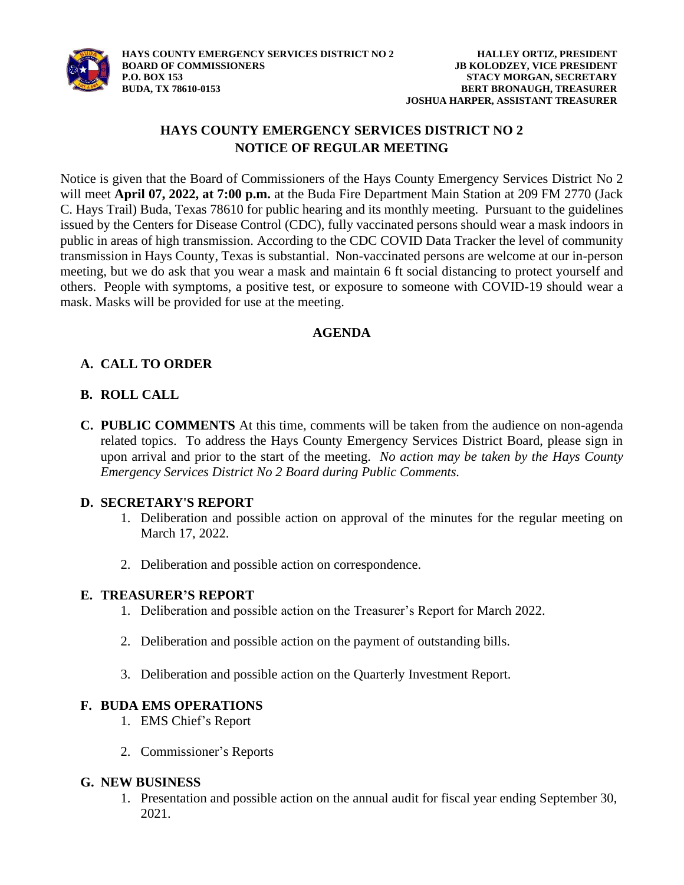**HAYS COUNTY EMERGENCY SERVICES DISTRICT NO 2**
**BOARD OF COMMISSIONERS**
**P.O. BOX 153**
**BUDA, TX 78610-0153**

**HALLEY ORTIZ, PRESIDENT**
**JB KOLODZEY, VICE PRESIDENT**
**STACY MORGAN, SECRETARY**
**BERT BRONAUGH, TREASURER**
**JOSHUA HARPER, ASSISTANT TREASURER**

# HAYS COUNTY EMERGENCY SERVICES DISTRICT NO 2
# NOTICE OF REGULAR MEETING

Notice is given that the Board of Commissioners of the Hays County Emergency Services District No 2 will meet **April 07, 2022, at 7:00 p.m.** at the Buda Fire Department Main Station at 209 FM 2770 (Jack C. Hays Trail) Buda, Texas 78610 for public hearing and its monthly meeting. Pursuant to the guidelines issued by the Centers for Disease Control (CDC), fully vaccinated persons should wear a mask indoors in public in areas of high transmission. According to the CDC COVID Data Tracker the level of community transmission in Hays County, Texas is substantial. Non-vaccinated persons are welcome at our in-person meeting, but we do ask that you wear a mask and maintain 6 ft social distancing to protect yourself and others. People with symptoms, a positive test, or exposure to someone with COVID-19 should wear a mask. Masks will be provided for use at the meeting.

## AGENDA

**A. CALL TO ORDER**

**B. ROLL CALL**

**C. PUBLIC COMMENTS** At this time, comments will be taken from the audience on non-agenda related topics. To address the Hays County Emergency Services District Board, please sign in upon arrival and prior to the start of the meeting. *No action may be taken by the Hays County Emergency Services District No 2 Board during Public Comments.*

**D. SECRETARY'S REPORT**

1. Deliberation and possible action on approval of the minutes for the regular meeting on March 17, 2022.
2. Deliberation and possible action on correspondence.

**E. TREASURER'S REPORT**

1. Deliberation and possible action on the Treasurer's Report for March 2022.
2. Deliberation and possible action on the payment of outstanding bills.
3. Deliberation and possible action on the Quarterly Investment Report.

**F. BUDA EMS OPERATIONS**

1. EMS Chief's Report
2. Commissioner's Reports

**G. NEW BUSINESS**

1. Presentation and possible action on the annual audit for fiscal year ending September 30, 2021.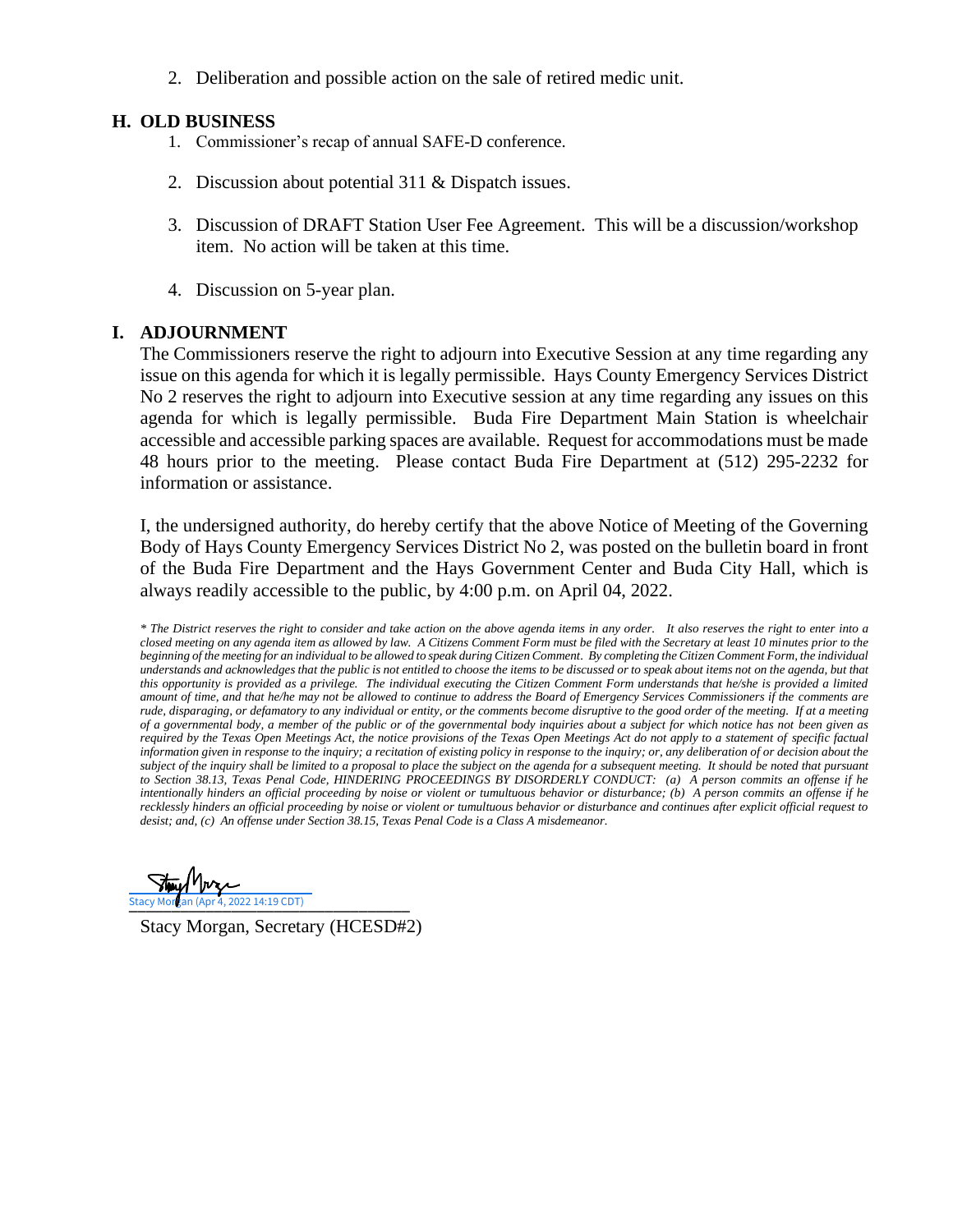2. Deliberation and possible action on the sale of retired medic unit.

## H. OLD BUSINESS

1. Commissioner's recap of annual SAFE-D conference.

2. Discussion about potential 311 & Dispatch issues.

3. Discussion of DRAFT Station User Fee Agreement. This will be a discussion/workshop item. No action will be taken at this time.

4. Discussion on 5-year plan.

## I. ADJOURNMENT

The Commissioners reserve the right to adjourn into Executive Session at any time regarding any issue on this agenda for which it is legally permissible. Hays County Emergency Services District No 2 reserves the right to adjourn into Executive session at any time regarding any issues on this agenda for which is legally permissible. Buda Fire Department Main Station is wheelchair accessible and accessible parking spaces are available. Request for accommodations must be made 48 hours prior to the meeting. Please contact Buda Fire Department at (512) 295-2232 for information or assistance.

I, the undersigned authority, do hereby certify that the above Notice of Meeting of the Governing Body of Hays County Emergency Services District No 2, was posted on the bulletin board in front of the Buda Fire Department and the Hays Government Center and Buda City Hall, which is always readily accessible to the public, by 4:00 p.m. on April 04, 2022.

*\* The District reserves the right to consider and take action on the above agenda items in any order. It also reserves the right to enter into a closed meeting on any agenda item as allowed by law. A Citizens Comment Form must be filed with the Secretary at least 10 minutes prior to the beginning of the meeting for an individual to be allowed to speak during Citizen Comment. By completing the Citizen Comment Form, the individual understands and acknowledges that the public is not entitled to choose the items to be discussed or to speak about items not on the agenda, but that this opportunity is provided as a privilege. The individual executing the Citizen Comment Form understands that he/she is provided a limited amount of time, and that he/he may not be allowed to continue to address the Board of Emergency Services Commissioners if the comments are rude, disparaging, or defamatory to any individual or entity, or the comments become disruptive to the good order of the meeting. If at a meeting of a governmental body, a member of the public or of the governmental body inquiries about a subject for which notice has not been given as required by the Texas Open Meetings Act, the notice provisions of the Texas Open Meetings Act do not apply to a statement of specific factual information given in response to the inquiry; a recitation of existing policy in response to the inquiry; or, any deliberation of or decision about the subject of the inquiry shall be limited to a proposal to place the subject on the agenda for a subsequent meeting. It should be noted that pursuant to Section 38.13, Texas Penal Code, HINDERING PROCEEDINGS BY DISORDERLY CONDUCT: (a) A person commits an offense if he intentionally hinders an official proceeding by noise or violent or tumultuous behavior or disturbance; (b) A person commits an offense if he recklessly hinders an official proceeding by noise or violent or tumultuous behavior or disturbance and continues after explicit official request to desist; and, (c) An offense under Section 38.15, Texas Penal Code is a Class A misdemeanor.*

Stacy Morgan (Apr 4, 2022 14:19 CDT)

Stacy Morgan, Secretary (HCESD#2)